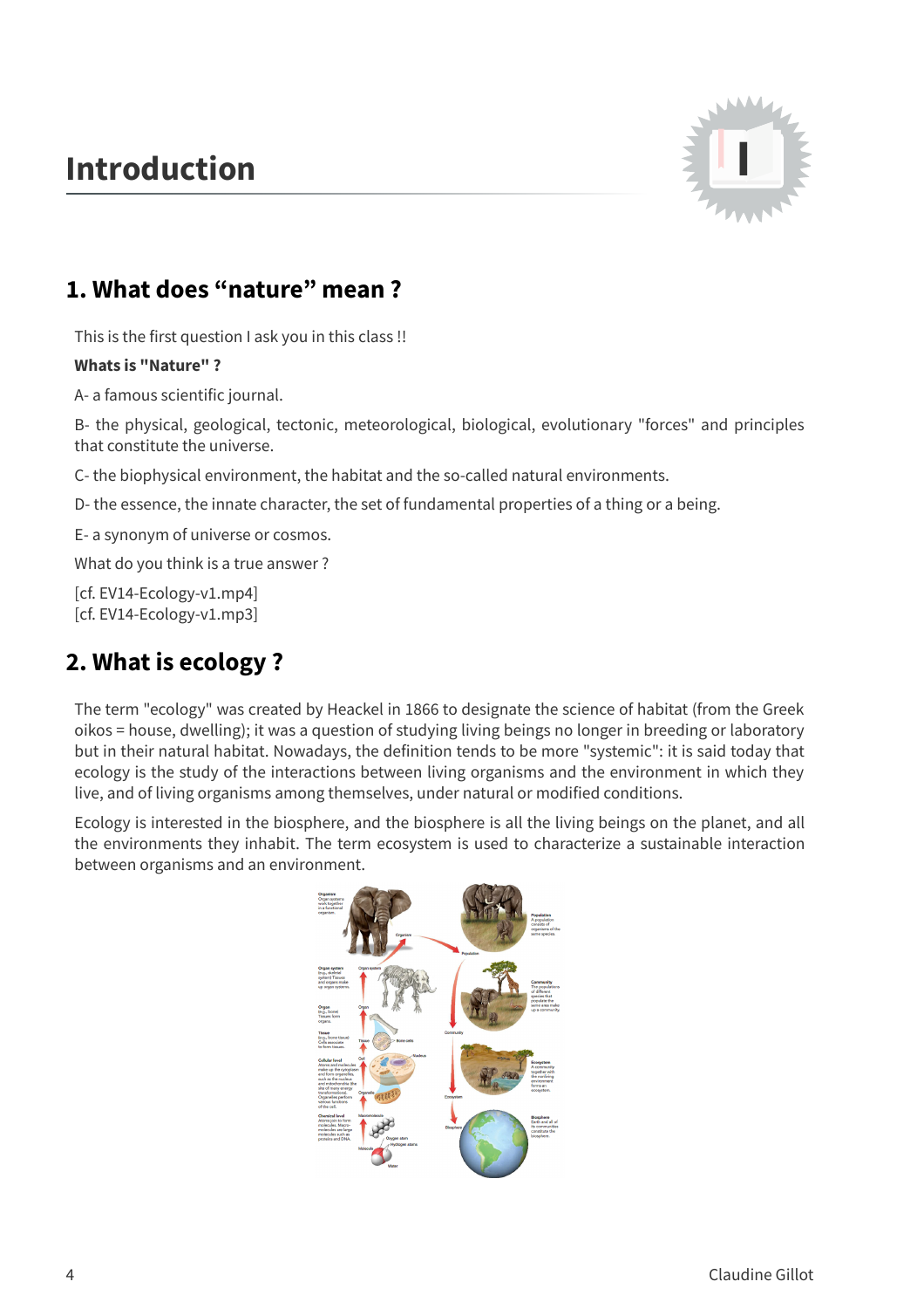# Introduction

## 1. What does “nature” mean ?

This is the first question I ask you in this class !!

**Whats is "Nature" ?**

A- a famous scientific journal.

B- the physical, geological, tectonic, meteorological, biological, evolutionary "forces" and principles that constitute the universe.

C- the biophysical environment, the habitat and the so-called natural environments.

D- the essence, the innate character, the set of fundamental properties of a thing or a being.

E- a synonym of universe or cosmos.

What do you think is a true answer ?

[cf. EV14-Ecology-v1.mp4]
[cf. EV14-Ecology-v1.mp3]

## 2. What is ecology ?

The term "ecology" was created by Heackel in 1866 to designate the science of habitat (from the Greek oikos = house, dwelling); it was a question of studying living beings no longer in breeding or laboratory but in their natural habitat. Nowadays, the definition tends to be more "systemic": it is said today that ecology is the study of the interactions between living organisms and the environment in which they live, and of living organisms among themselves, under natural or modified conditions.

Ecology is interested in the biosphere, and the biosphere is all the living beings on the planet, and all the environments they inhabit. The term ecosystem is used to characterize a sustainable interaction between organisms and an environment.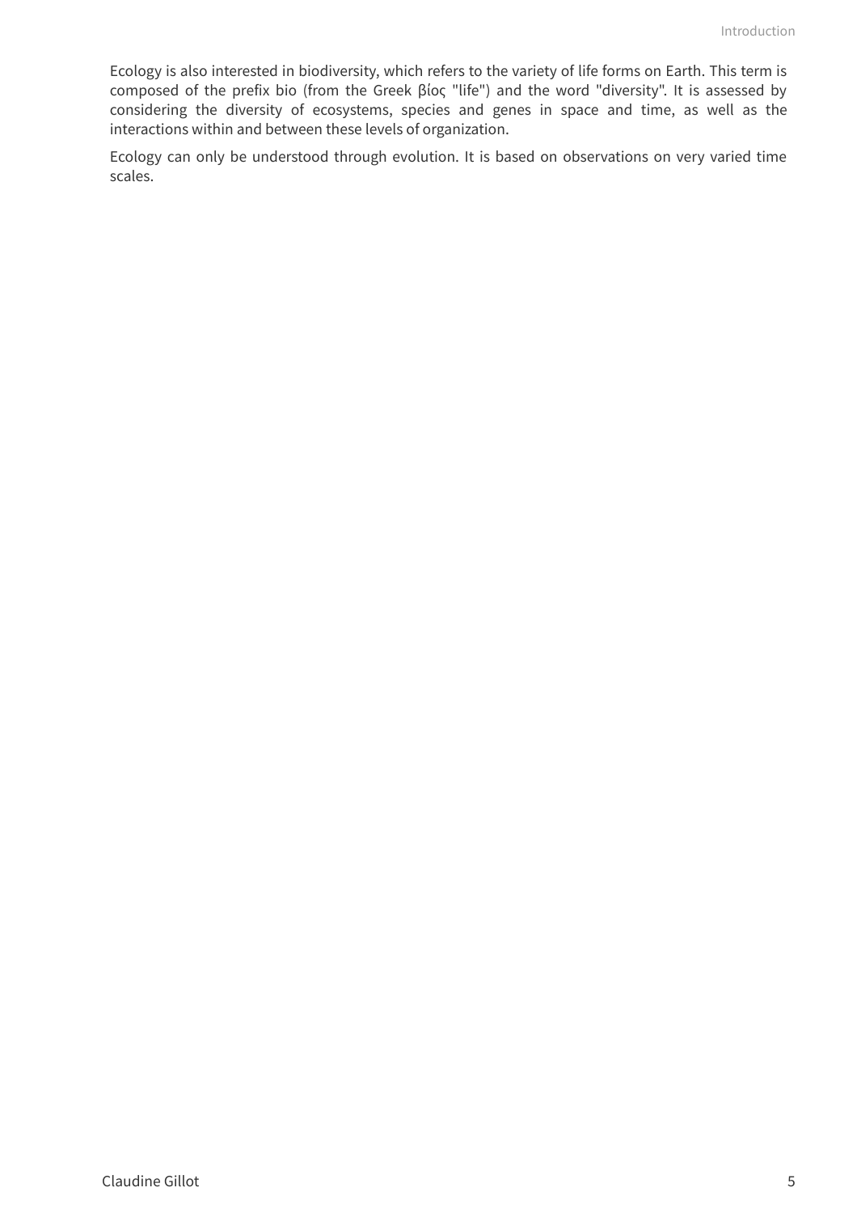Ecology is also interested in biodiversity, which refers to the variety of life forms on Earth. This term is composed of the prefix bio (from the Greek βίος "life") and the word "diversity". It is assessed by considering the diversity of ecosystems, species and genes in space and time, as well as the interactions within and between these levels of organization.

Ecology can only be understood through evolution. It is based on observations on very varied time scales.